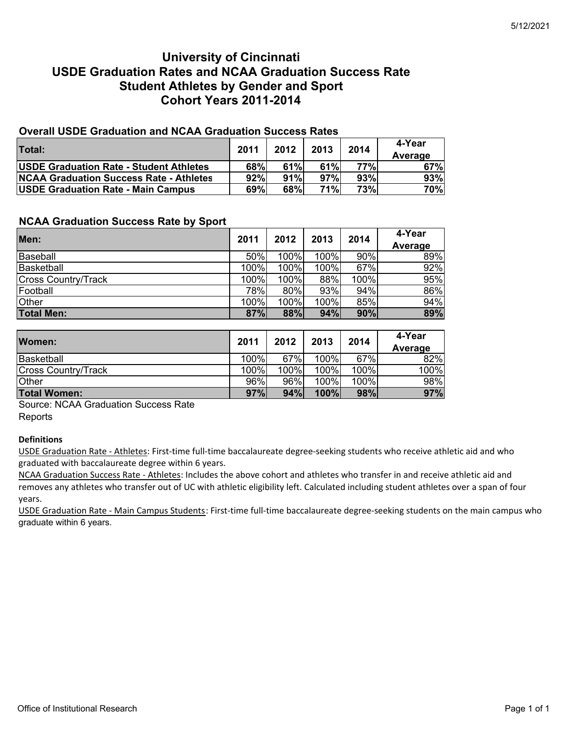# University of Cincinnati
# USDE Graduation Rates and NCAA Graduation Success Rate
# Student Athletes by Gender and Sport
# Cohort Years 2011-2014

## Overall USDE Graduation and NCAA Graduation Success Rates

| Total: | 2011 | 2012 | 2013 | 2014 | 4-Year Average |
|---|---|---|---|---|---|
| **USDE Graduation Rate - Student Athletes** | **68%** | **61%** | **61%** | **77%** | **67%** |
| **NCAA Graduation Success Rate - Athletes** | **92%** | **91%** | **97%** | **93%** | **93%** |
| **USDE Graduation Rate - Main Campus** | **69%** | **68%** | **71%** | **73%** | **70%** |

## NCAA Graduation Success Rate by Sport

| Men: | 2011 | 2012 | 2013 | 2014 | 4-Year Average |
|---|---|---|---|---|---|
| Baseball | 50% | 100% | 100% | 90% | 89% |
| Basketball | 100% | 100% | 100% | 67% | 92% |
| Cross Country/Track | 100% | 100% | 88% | 100% | 95% |
| Football | 78% | 80% | 93% | 94% | 86% |
| Other | 100% | 100% | 100% | 85% | 94% |
| **Total Men:** | **87%** | **88%** | **94%** | **90%** | **89%** |

| Women: | 2011 | 2012 | 2013 | 2014 | 4-Year Average |
|---|---|---|---|---|---|
| Basketball | 100% | 67% | 100% | 67% | 82% |
| Cross Country/Track | 100% | 100% | 100% | 100% | 100% |
| Other | 96% | 96% | 100% | 100% | 98% |
| **Total Women:** | **97%** | **94%** | **100%** | **98%** | **97%** |

Source: NCAA Graduation Success Rate Reports

**Definitions**

USDE Graduation Rate - Athletes: First-time full-time baccalaureate degree-seeking students who receive athletic aid and who graduated with baccalaureate degree within 6 years.

NCAA Graduation Success Rate - Athletes: Includes the above cohort and athletes who transfer in and receive athletic aid and removes any athletes who transfer out of UC with athletic eligibility left. Calculated including student athletes over a span of four years.

USDE Graduation Rate - Main Campus Students: First-time full-time baccalaureate degree-seeking students on the main campus who graduate within 6 years.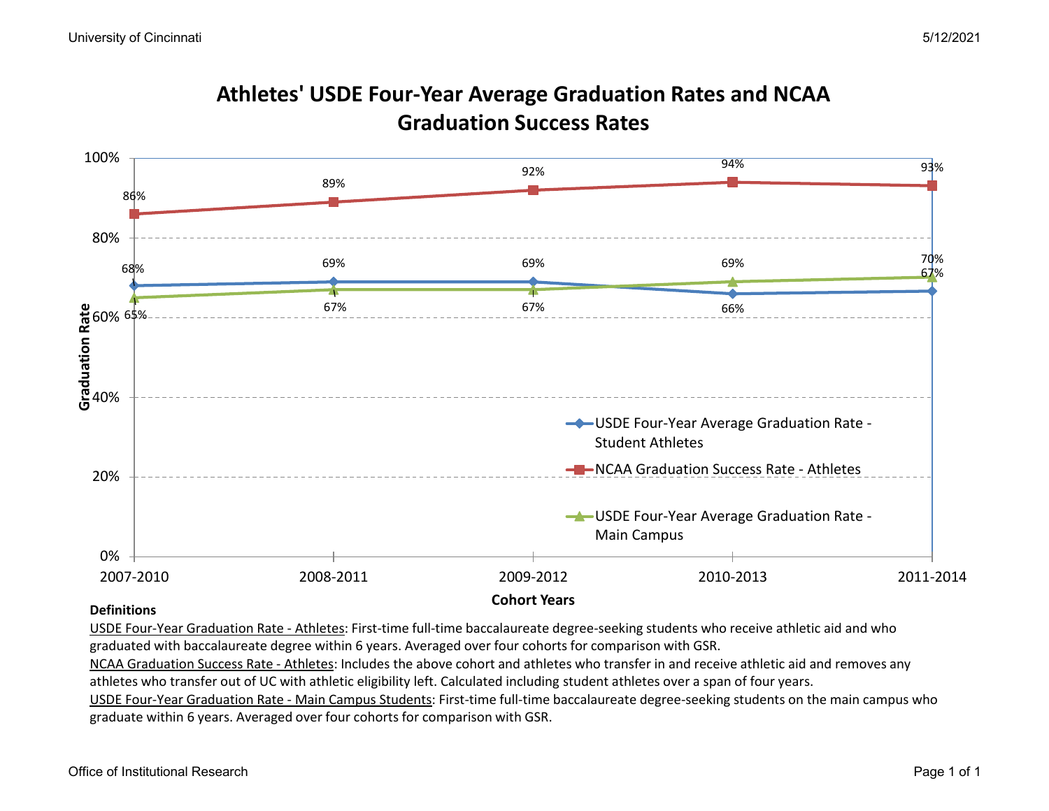# Athletes' USDE Four-Year Average Graduation Rates and NCAA Graduation Success Rates

100%
80%
60%
40%
20%
0%

Graduation Rate

86%
89%
92%
94%
93%

68%
69%
69%
69%
70%
67%

65%
67%
67%
66%

2007-2010
2008-2011
2009-2012
2010-2013
2011-2014

Cohort Years

USDE Four-Year Average Graduation Rate - Student Athletes

NCAA Graduation Success Rate - Athletes

USDE Four-Year Average Graduation Rate - Main Campus

**Definitions**

USDE Four-Year Graduation Rate - Athletes: First-time full-time baccalaureate degree-seeking students who receive athletic aid and who graduated with baccalaureate degree within 6 years. Averaged over four cohorts for comparison with GSR.

NCAA Graduation Success Rate - Athletes: Includes the above cohort and athletes who transfer in and receive athletic aid and removes any athletes who transfer out of UC with athletic eligibility left. Calculated including student athletes over a span of four years.

USDE Four-Year Graduation Rate - Main Campus Students: First-time full-time baccalaureate degree-seeking students on the main campus who graduate within 6 years. Averaged over four cohorts for comparison with GSR.